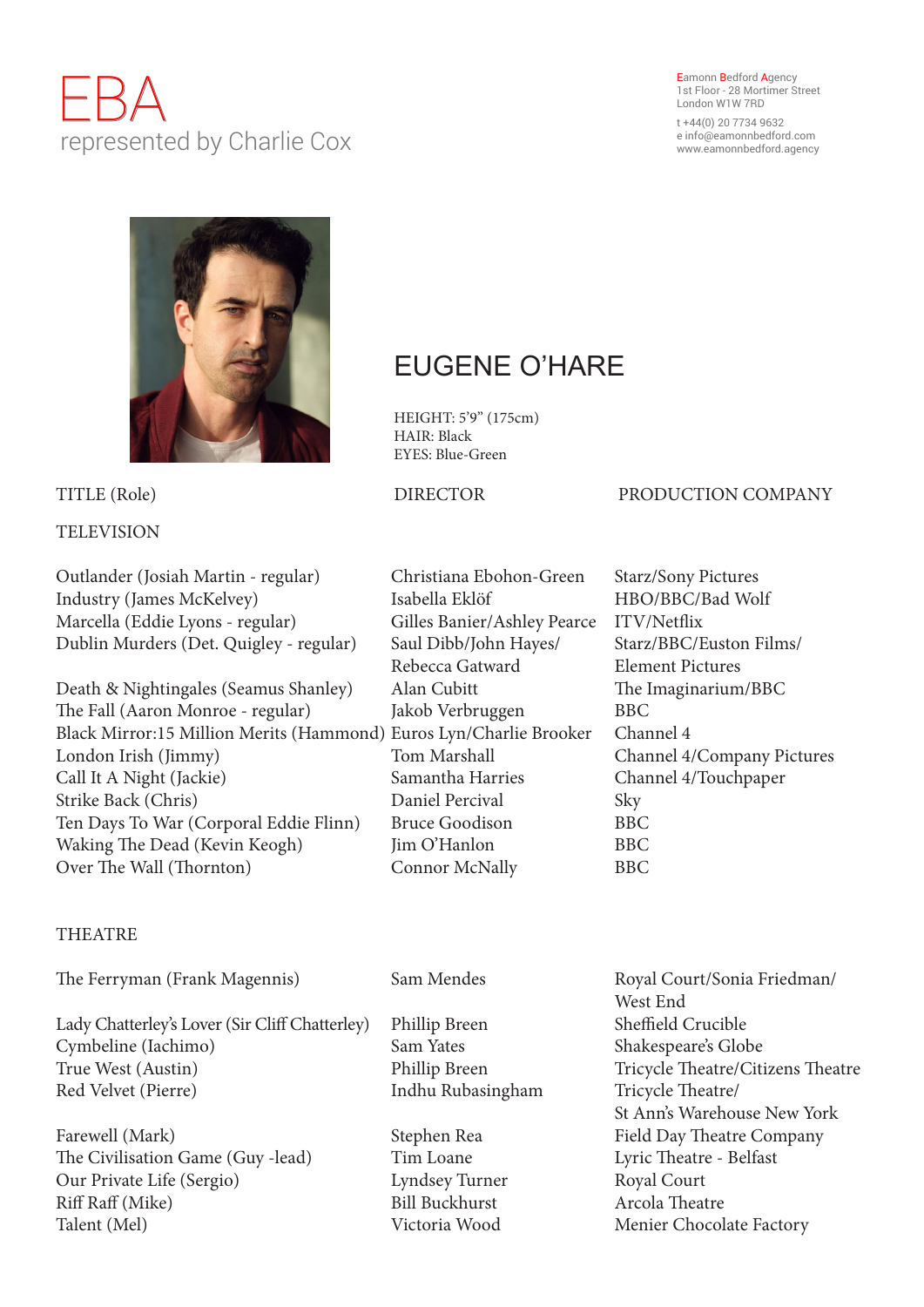# EBA

represented by Charlie Cox

Eamonn Bedford Agency
1st Floor - 28 Mortimer Street
London W1W 7RD

t +44(0) 20 7734 9632
e info@eamonnbedford.com
www.eamonnbedford.agency

## EUGENE O'HARE

HEIGHT: 5'9" (175cm)
HAIR: Black
EYES: Blue-Green

| TITLE (Role) | DIRECTOR | PRODUCTION COMPANY |
|---|---|---|
| **TELEVISION** | | |
| Outlander (Josiah Martin - regular) | Christiana Ebohon-Green | Starz/Sony Pictures |
| Industry (James McKelvey) | Isabella Eklöf | HBO/BBC/Bad Wolf |
| Marcella (Eddie Lyons - regular) | Gilles Banier/Ashley Pearce | ITV/Netflix |
| Dublin Murders (Det. Quigley - regular) | Saul Dibb/John Hayes/ Rebecca Gatward | Starz/BBC/Euston Films/ Element Pictures |
| Death & Nightingales (Seamus Shanley) | Alan Cubitt | The Imaginarium/BBC |
| The Fall (Aaron Monroe - regular) | Jakob Verbruggen | BBC |
| Black Mirror:15 Million Merits (Hammond) | Euros Lyn/Charlie Brooker | Channel 4 |
| London Irish (Jimmy) | Tom Marshall | Channel 4/Company Pictures |
| Call It A Night (Jackie) | Samantha Harries | Channel 4/Touchpaper |
| Strike Back (Chris) | Daniel Percival | Sky |
| Ten Days To War (Corporal Eddie Flinn) | Bruce Goodison | BBC |
| Waking The Dead (Kevin Keogh) | Jim O'Hanlon | BBC |
| Over The Wall (Thornton) | Connor McNally | BBC |
| **THEATRE** | | |
| The Ferryman (Frank Magennis) | Sam Mendes | Royal Court/Sonia Friedman/ West End |
| Lady Chatterley's Lover (Sir Cliff Chatterley) | Phillip Breen | Sheffield Crucible |
| Cymbeline (Iachimo) | Sam Yates | Shakespeare's Globe |
| True West (Austin) | Phillip Breen | Tricycle Theatre/Citizens Theatre |
| Red Velvet (Pierre) | Indhu Rubasingham | Tricycle Theatre/ St Ann's Warehouse New York |
| Farewell (Mark) | Stephen Rea | Field Day Theatre Company |
| The Civilisation Game (Guy -lead) | Tim Loane | Lyric Theatre - Belfast |
| Our Private Life (Sergio) | Lyndsey Turner | Royal Court |
| Riff Raff (Mike) | Bill Buckhurst | Arcola Theatre |
| Talent (Mel) | Victoria Wood | Menier Chocolate Factory |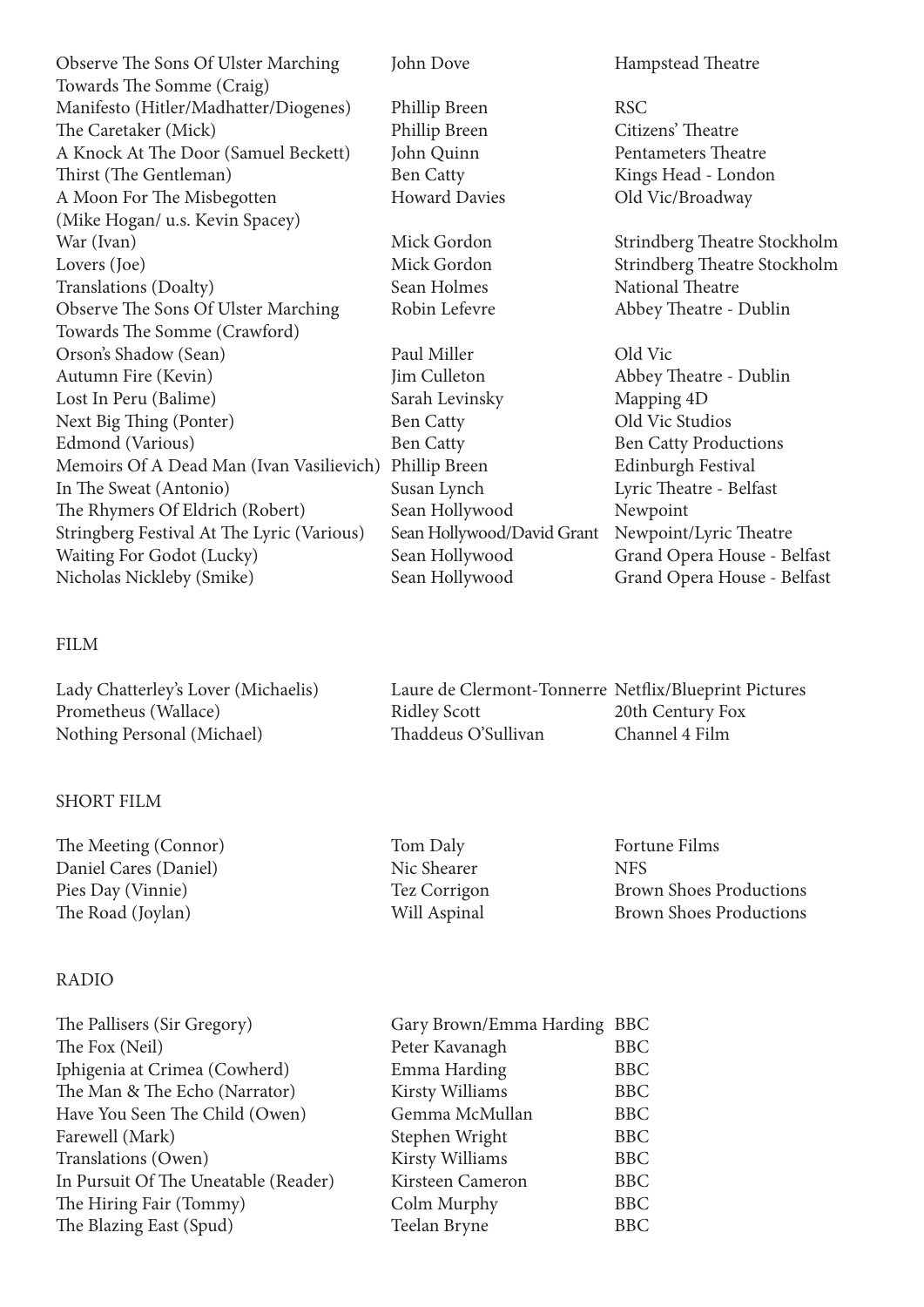| | | |
|---|---|---|
| Observe The Sons Of Ulster Marching Towards The Somme (Craig) | John Dove | Hampstead Theatre |
| Manifesto (Hitler/Madhatter/Diogenes) | Phillip Breen | RSC |
| The Caretaker (Mick) | Phillip Breen | Citizens' Theatre |
| A Knock At The Door (Samuel Beckett) | John Quinn | Pentameters Theatre |
| Thirst (The Gentleman) | Ben Catty | Kings Head - London |
| A Moon For The Misbegotten (Mike Hogan/ u.s. Kevin Spacey) | Howard Davies | Old Vic/Broadway |
| War (Ivan) | Mick Gordon | Strindberg Theatre Stockholm |
| Lovers (Joe) | Mick Gordon | Strindberg Theatre Stockholm |
| Translations (Doalty) | Sean Holmes | National Theatre |
| Observe The Sons Of Ulster Marching Towards The Somme (Crawford) | Robin Lefevre | Abbey Theatre - Dublin |
| Orson's Shadow (Sean) | Paul Miller | Old Vic |
| Autumn Fire (Kevin) | Jim Culleton | Abbey Theatre - Dublin |
| Lost In Peru (Balime) | Sarah Levinsky | Mapping 4D |
| Next Big Thing (Ponter) | Ben Catty | Old Vic Studios |
| Edmond (Various) | Ben Catty | Ben Catty Productions |
| Memoirs Of A Dead Man (Ivan Vasilievich) | Phillip Breen | Edinburgh Festival |
| In The Sweat (Antonio) | Susan Lynch | Lyric Theatre - Belfast |
| The Rhymers Of Eldrich (Robert) | Sean Hollywood | Newpoint |
| Stringberg Festival At The Lyric (Various) | Sean Hollywood/David Grant | Newpoint/Lyric Theatre |
| Waiting For Godot (Lucky) | Sean Hollywood | Grand Opera House - Belfast |
| Nicholas Nickleby (Smike) | Sean Hollywood | Grand Opera House - Belfast |

FILM

| | | |
|---|---|---|
| Lady Chatterley's Lover (Michaelis) | Laure de Clermont-Tonnerre | Netflix/Blueprint Pictures |
| Prometheus (Wallace) | Ridley Scott | 20th Century Fox |
| Nothing Personal (Michael) | Thaddeus O'Sullivan | Channel 4 Film |

SHORT FILM

| | | |
|---|---|---|
| The Meeting (Connor) | Tom Daly | Fortune Films |
| Daniel Cares (Daniel) | Nic Shearer | NFS |
| Pies Day (Vinnie) | Tez Corrigon | Brown Shoes Productions |
| The Road (Joylan) | Will Aspinal | Brown Shoes Productions |

RADIO

| | | |
|---|---|---|
| The Pallisers (Sir Gregory) | Gary Brown/Emma Harding | BBC |
| The Fox (Neil) | Peter Kavanagh | BBC |
| Iphigenia at Crimea (Cowherd) | Emma Harding | BBC |
| The Man & The Echo (Narrator) | Kirsty Williams | BBC |
| Have You Seen The Child (Owen) | Gemma McMullan | BBC |
| Farewell (Mark) | Stephen Wright | BBC |
| Translations (Owen) | Kirsty Williams | BBC |
| In Pursuit Of The Uneatable (Reader) | Kirsteen Cameron | BBC |
| The Hiring Fair (Tommy) | Colm Murphy | BBC |
| The Blazing East (Spud) | Teelan Bryne | BBC |